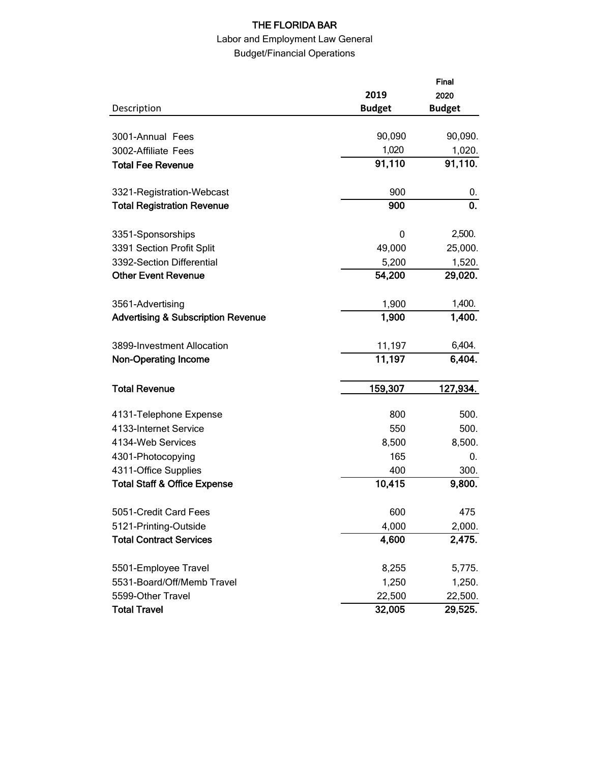# THE FLORIDA BAR

## Labor and Employment Law General

### Budget/Financial Operations

| Description | 2019 Budget | Final 2020 Budget |
|---|---|---|
| 3001-Annual Fees | 90,090 | 90,090. |
| 3002-Affiliate Fees | 1,020 | 1,020. |
| **Total Fee Revenue** | **91,110** | **91,110.** |
| 3321-Registration-Webcast | 900 | 0. |
| **Total Registration Revenue** | **900** | **0.** |
| 3351-Sponsorships | 0 | 2,500. |
| 3391 Section Profit Split | 49,000 | 25,000. |
| 3392-Section Differential | 5,200 | 1,520. |
| **Other Event Revenue** | **54,200** | **29,020.** |
| 3561-Advertising | 1,900 | 1,400. |
| **Advertising & Subscription Revenue** | **1,900** | **1,400.** |
| 3899-Investment Allocation | 11,197 | 6,404. |
| **Non-Operating Income** | **11,197** | **6,404.** |
| **Total Revenue** | **159,307** | **127,934.** |
| 4131-Telephone Expense | 800 | 500. |
| 4133-Internet Service | 550 | 500. |
| 4134-Web Services | 8,500 | 8,500. |
| 4301-Photocopying | 165 | 0. |
| 4311-Office Supplies | 400 | 300. |
| **Total Staff & Office Expense** | **10,415** | **9,800.** |
| 5051-Credit Card Fees | 600 | 475 |
| 5121-Printing-Outside | 4,000 | 2,000. |
| **Total Contract Services** | **4,600** | **2,475.** |
| 5501-Employee Travel | 8,255 | 5,775. |
| 5531-Board/Off/Memb Travel | 1,250 | 1,250. |
| 5599-Other Travel | 22,500 | 22,500. |
| **Total Travel** | **32,005** | **29,525.** |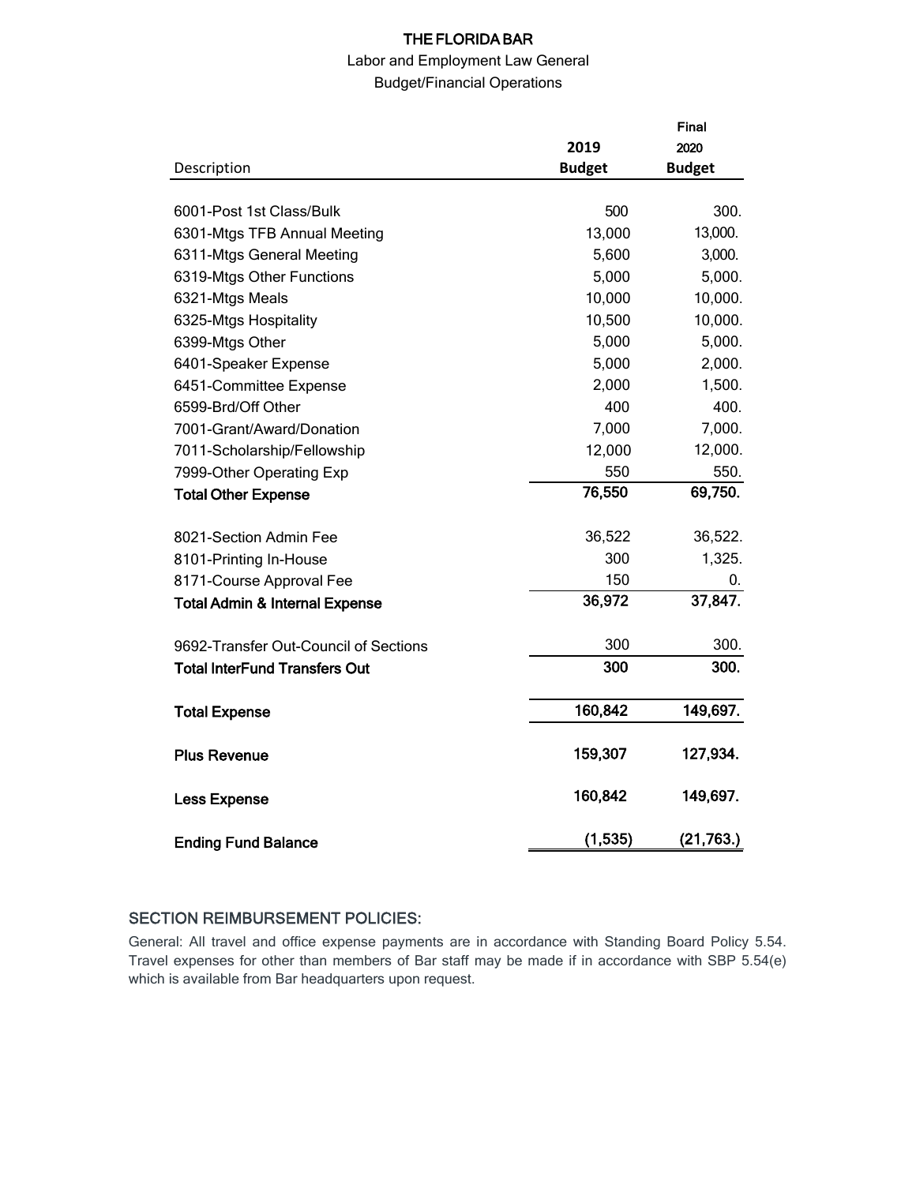**THE FLORIDA BAR**

Labor and Employment Law General

Budget/Financial Operations

| Description | 2019 Budget | Final 2020 Budget |
|---|---|---|
| 6001-Post 1st Class/Bulk | 500 | 300. |
| 6301-Mtgs TFB Annual Meeting | 13,000 | 13,000. |
| 6311-Mtgs General Meeting | 5,600 | 3,000. |
| 6319-Mtgs Other Functions | 5,000 | 5,000. |
| 6321-Mtgs Meals | 10,000 | 10,000. |
| 6325-Mtgs Hospitality | 10,500 | 10,000. |
| 6399-Mtgs Other | 5,000 | 5,000. |
| 6401-Speaker Expense | 5,000 | 2,000. |
| 6451-Committee Expense | 2,000 | 1,500. |
| 6599-Brd/Off Other | 400 | 400. |
| 7001-Grant/Award/Donation | 7,000 | 7,000. |
| 7011-Scholarship/Fellowship | 12,000 | 12,000. |
| 7999-Other Operating Exp | 550 | 550. |
| **Total Other Expense** | **76,550** | **69,750.** |
| 8021-Section Admin Fee | 36,522 | 36,522. |
| 8101-Printing In-House | 300 | 1,325. |
| 8171-Course Approval Fee | 150 | 0. |
| **Total Admin & Internal Expense** | **36,972** | **37,847.** |
| 9692-Transfer Out-Council of Sections | 300 | 300. |
| **Total InterFund Transfers Out** | **300** | **300.** |
| **Total Expense** | **160,842** | **149,697.** |
| **Plus Revenue** | **159,307** | **127,934.** |
| **Less Expense** | **160,842** | **149,697.** |
| **Ending Fund Balance** | **(1,535)** | **(21,763.)** |

## SECTION REIMBURSEMENT POLICIES:

General: All travel and office expense payments are in accordance with Standing Board Policy 5.54. Travel expenses for other than members of Bar staff may be made if in accordance with SBP 5.54(e) which is available from Bar headquarters upon request.